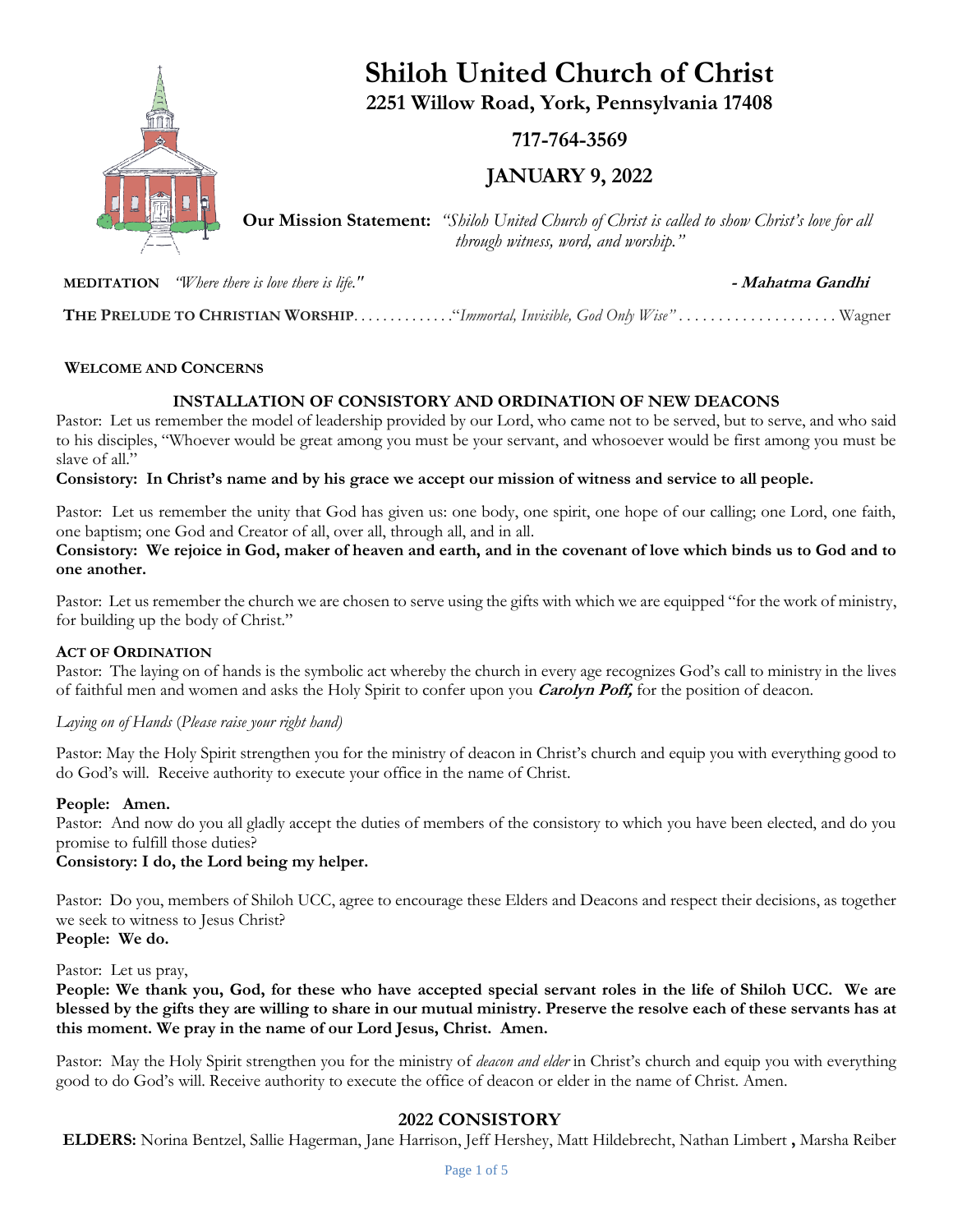# Shiloh United Church of Christ

**2251 Willow Road, York, Pennsylvania 17408**

**717-764-3569**

**JANUARY 9, 2022**

**Our Mission Statement:** *"Shiloh United Church of Christ is called to show Christ's love for all through witness, word, and worship."*

**MEDITATION** *"Where there is love there is life."* **- Mahatma Gandhi**

**THE PRELUDE TO CHRISTIAN WORSHIP**. . . . . . . . . . . . ."*Immortal, Invisible, God Only Wise"* . . . . . . . . . . . . . . . . . . . . Wagner

**WELCOME AND CONCERNS**

## INSTALLATION OF CONSISTORY AND ORDINATION OF NEW DEACONS

Pastor: Let us remember the model of leadership provided by our Lord, who came not to be served, but to serve, and who said to his disciples, "Whoever would be great among you must be your servant, and whosoever would be first among you must be slave of all."

**Consistory: In Christ's name and by his grace we accept our mission of witness and service to all people.**

Pastor: Let us remember the unity that God has given us: one body, one spirit, one hope of our calling; one Lord, one faith, one baptism; one God and Creator of all, over all, through all, and in all.

**Consistory: We rejoice in God, maker of heaven and earth, and in the covenant of love which binds us to God and to one another.**

Pastor: Let us remember the church we are chosen to serve using the gifts with which we are equipped "for the work of ministry, for building up the body of Christ."

**ACT OF ORDINATION**

Pastor: The laying on of hands is the symbolic act whereby the church in every age recognizes God's call to ministry in the lives of faithful men and women and asks the Holy Spirit to confer upon you ***Carolyn Poff,*** for the position of deacon.

*Laying on of Hands (Please raise your right hand)*

Pastor: May the Holy Spirit strengthen you for the ministry of deacon in Christ's church and equip you with everything good to do God's will. Receive authority to execute your office in the name of Christ.

**People: Amen.**

Pastor: And now do you all gladly accept the duties of members of the consistory to which you have been elected, and do you promise to fulfill those duties?

**Consistory: I do, the Lord being my helper.**

Pastor: Do you, members of Shiloh UCC, agree to encourage these Elders and Deacons and respect their decisions, as together we seek to witness to Jesus Christ?

**People: We do.**

Pastor: Let us pray,

**People: We thank you, God, for these who have accepted special servant roles in the life of Shiloh UCC. We are blessed by the gifts they are willing to share in our mutual ministry. Preserve the resolve each of these servants has at this moment. We pray in the name of our Lord Jesus, Christ. Amen.**

Pastor: May the Holy Spirit strengthen you for the ministry of *deacon and elder* in Christ's church and equip you with everything good to do God's will. Receive authority to execute the office of deacon or elder in the name of Christ. Amen.

## 2022 CONSISTORY

**ELDERS:** Norina Bentzel, Sallie Hagerman, Jane Harrison, Jeff Hershey, Matt Hildebrecht, Nathan Limbert **,** Marsha Reiber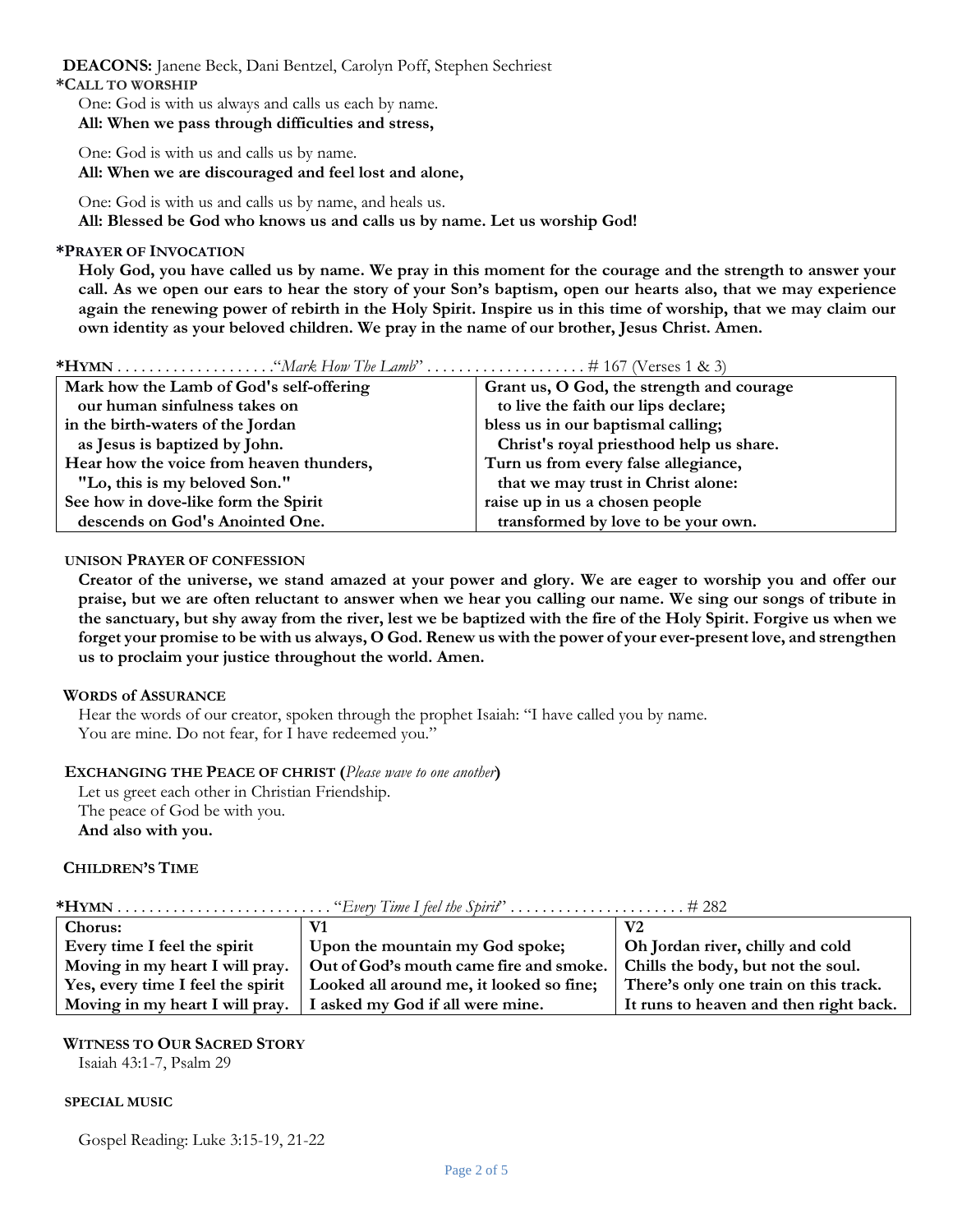**DEACONS:** Janene Beck, Dani Bentzel, Carolyn Poff, Stephen Sechriest

**\*CALL TO WORSHIP**

One: God is with us always and calls us each by name.
**All: When we pass through difficulties and stress,**

One: God is with us and calls us by name.
**All: When we are discouraged and feel lost and alone,**

One: God is with us and calls us by name, and heals us.
**All: Blessed be God who knows us and calls us by name. Let us worship God!**

**\*PRAYER OF INVOCATION**

**Holy God, you have called us by name. We pray in this moment for the courage and the strength to answer your call. As we open our ears to hear the story of your Son's baptism, open our hearts also, that we may experience again the renewing power of rebirth in the Holy Spirit. Inspire us in this time of worship, that we may claim our own identity as your beloved children. We pray in the name of our brother, Jesus Christ. Amen.**

**\*HYMN** .................... "*Mark How The Lamb*" .................... # 167 (Verses 1 & 3)

| | |
|---|---|
| **Mark how the Lamb of God's self-offering** | **Grant us, O God, the strength and courage** |
| **our human sinfulness takes on** | **to live the faith our lips declare;** |
| **in the birth-waters of the Jordan** | **bless us in our baptismal calling;** |
| **as Jesus is baptized by John.** | **Christ's royal priesthood help us share.** |
| **Hear how the voice from heaven thunders,** | **Turn us from every false allegiance,** |
| **"Lo, this is my beloved Son."** | **that we may trust in Christ alone:** |
| **See how in dove-like form the Spirit** | **raise up in us a chosen people** |
| **descends on God's Anointed One.** | **transformed by love to be your own.** |

**UNISON PRAYER OF CONFESSION**

**Creator of the universe, we stand amazed at your power and glory. We are eager to worship you and offer our praise, but we are often reluctant to answer when we hear you calling our name. We sing our songs of tribute in the sanctuary, but shy away from the river, lest we be baptized with the fire of the Holy Spirit. Forgive us when we forget your promise to be with us always, O God. Renew us with the power of your ever-present love, and strengthen us to proclaim your justice throughout the world. Amen.**

**WORDS of ASSURANCE**

Hear the words of our creator, spoken through the prophet Isaiah: "I have called you by name. You are mine. Do not fear, for I have redeemed you."

**EXCHANGING THE PEACE OF CHRIST (***Please wave to one another***)**

Let us greet each other in Christian Friendship.
The peace of God be with you.
**And also with you.**

**CHILDREN'S TIME**

**\*HYMN** ........................... "*Every Time I feel the Spirit*" ...................... # 282

| **Chorus:** | **V1** | **V2** |
|---|---|---|
| **Every time I feel the spirit** | **Upon the mountain my God spoke;** | **Oh Jordan river, chilly and cold** |
| **Moving in my heart I will pray.** | **Out of God's mouth came fire and smoke.** | **Chills the body, but not the soul.** |
| **Yes, every time I feel the spirit** | **Looked all around me, it looked so fine;** | **There's only one train on this track.** |
| **Moving in my heart I will pray.** | **I asked my God if all were mine.** | **It runs to heaven and then right back.** |

**WITNESS TO OUR SACRED STORY**

Isaiah 43:1-7, Psalm 29

**SPECIAL MUSIC**

Gospel Reading: Luke 3:15-19, 21-22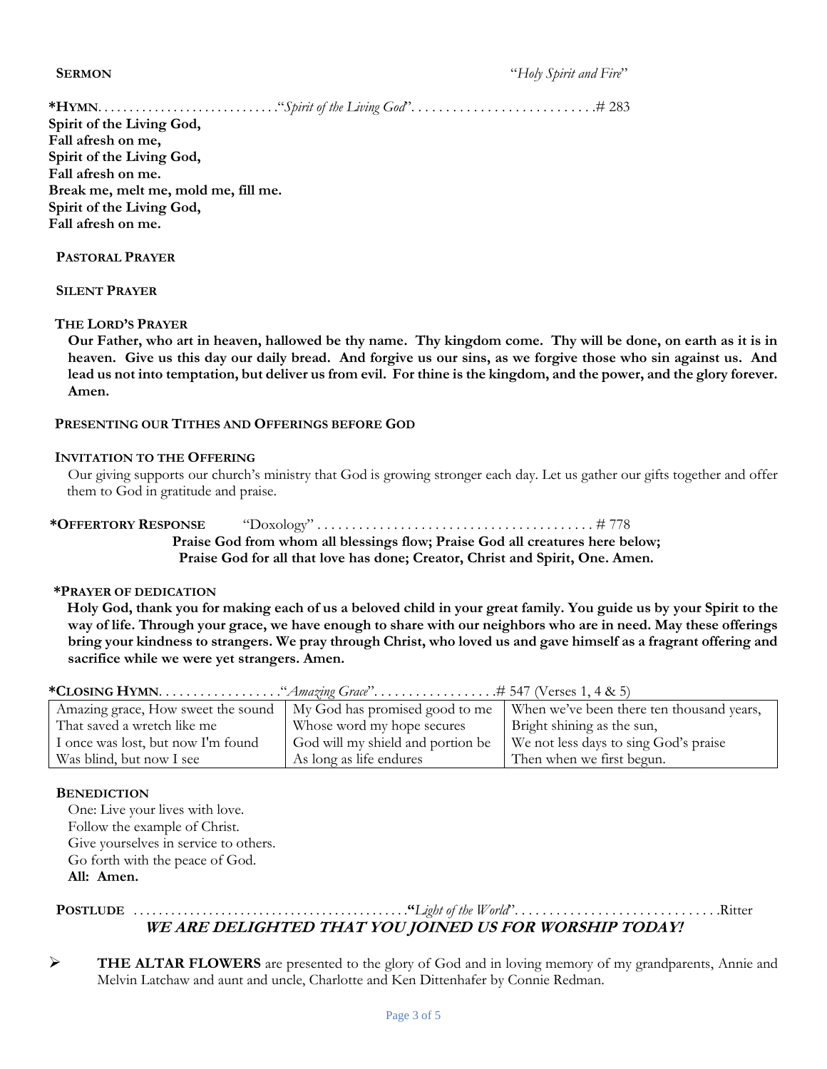**SERMON** "*Holy Spirit and Fire*"

**\*HYMN**. . . . . . . . . . . . . . . . . . . . . . . . . . . ."*Spirit of the Living God*". . . . . . . . . . . . . . . . . . . . . . . . . . .# 283

**Spirit of the Living God,**
**Fall afresh on me,**
**Spirit of the Living God,**
**Fall afresh on me.**
**Break me, melt me, mold me, fill me.**
**Spirit of the Living God,**
**Fall afresh on me.**

**PASTORAL PRAYER**

**SILENT PRAYER**

**THE LORD'S PRAYER**

**Our Father, who art in heaven, hallowed be thy name. Thy kingdom come. Thy will be done, on earth as it is in heaven. Give us this day our daily bread. And forgive us our sins, as we forgive those who sin against us. And lead us not into temptation, but deliver us from evil. For thine is the kingdom, and the power, and the glory forever. Amen.**

**PRESENTING OUR TITHES AND OFFERINGS BEFORE GOD**

**INVITATION TO THE OFFERING**

Our giving supports our church's ministry that God is growing stronger each day. Let us gather our gifts together and offer them to God in gratitude and praise.

**\*OFFERTORY RESPONSE** "Doxology" . . . . . . . . . . . . . . . . . . . . . . . . . . . . . . . . . . . . . . . # 778

**Praise God from whom all blessings flow; Praise God all creatures here below;**
**Praise God for all that love has done; Creator, Christ and Spirit, One. Amen.**

**\*PRAYER OF DEDICATION**

**Holy God, thank you for making each of us a beloved child in your great family. You guide us by your Spirit to the way of life. Through your grace, we have enough to share with our neighbors who are in need. May these offerings bring your kindness to strangers. We pray through Christ, who loved us and gave himself as a fragrant offering and sacrifice while we were yet strangers. Amen.**

**\*CLOSING HYMN**. . . . . . . . . . . . . . . . . ."*Amazing Grace*". . . . . . . . . . . . . . . . .# 547 (Verses 1, 4 & 5)

| | | |
|---|---|---|
| Amazing grace, How sweet the sound | My God has promised good to me | When we've been there ten thousand years, |
| That saved a wretch like me | Whose word my hope secures | Bright shining as the sun, |
| I once was lost, but now I'm found | God will my shield and portion be | We not less days to sing God's praise |
| Was blind, but now I see | As long as life endures | Then when we first begun. |

**BENEDICTION**

One: Live your lives with love.
Follow the example of Christ.
Give yourselves in service to others.
Go forth with the peace of God.
**All: Amen.**

**POSTLUDE** . . . . . . . . . . . . . . . . . . . . . . . . . . . . . . . . . . . . . . . . . .**"***Light of the World*". . . . . . . . . . . . . . . . . . . . . . . . . . . . .Ritter

***WE ARE DELIGHTED THAT YOU JOINED US FOR WORSHIP TODAY!***

- **THE ALTAR FLOWERS** are presented to the glory of God and in loving memory of my grandparents, Annie and Melvin Latchaw and aunt and uncle, Charlotte and Ken Dittenhafer by Connie Redman.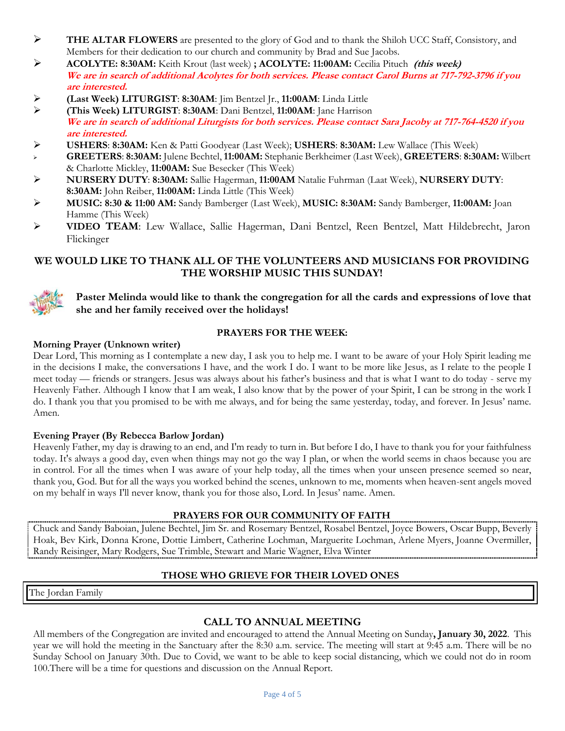- **THE ALTAR FLOWERS** are presented to the glory of God and to thank the Shiloh UCC Staff, Consistory, and Members for their dedication to our church and community by Brad and Sue Jacobs.
- **ACOLYTE: 8:30AM:** Keith Krout (last week) **; ACOLYTE: 11:00AM:** Cecilia Pituch ***(this week)***
  ***We are in search of additional Acolytes for both services. Please contact Carol Burns at 717-792-3796 if you are interested.***
- **(Last Week) LITURGIST**: **8:30AM**: Jim Bentzel Jr., **11:00AM**: Linda Little
- **(This Week) LITURGIST**: **8:30AM**: Dani Bentzel, **11:00AM**: Jane Harrison
  ***We are in search of additional Liturgists for both services. Please contact Sara Jacoby at 717-764-4520 if you are interested.***
- **USHERS**: **8:30AM:** Ken & Patti Goodyear (Last Week); **USHERS**: **8:30AM:** Lew Wallace (This Week)
- **GREETERS**: **8:30AM:** Julene Bechtel, **11:00AM:** Stephanie Berkheimer (Last Week), **GREETERS**: **8:30AM:** Wilbert & Charlotte Mickley, **11:00AM:** Sue Besecker (This Week)
- **NURSERY DUTY**: **8:30AM:** Sallie Hagerman, **11:00AM** Natalie Fuhrman (Laat Week), **NURSERY DUTY**: **8:30AM:** John Reiber, **11:00AM:** Linda Little (This Week)
- **MUSIC: 8:30 & 11:00 AM:** Sandy Bamberger (Last Week), **MUSIC: 8:30AM:** Sandy Bamberger, **11:00AM:** Joan Hamme (This Week)
- **VIDEO TEAM**: Lew Wallace, Sallie Hagerman, Dani Bentzel, Reen Bentzel, Matt Hildebrecht, Jaron Flickinger

## WE WOULD LIKE TO THANK ALL OF THE VOLUNTEERS AND MUSICIANS FOR PROVIDING THE WORSHIP MUSIC THIS SUNDAY!

**Paster Melinda would like to thank the congregation for all the cards and expressions of love that she and her family received over the holidays!**

## PRAYERS FOR THE WEEK:

**Morning Prayer (Unknown writer)**

Dear Lord, This morning as I contemplate a new day, I ask you to help me. I want to be aware of your Holy Spirit leading me in the decisions I make, the conversations I have, and the work I do. I want to be more like Jesus, as I relate to the people I meet today — friends or strangers. Jesus was always about his father's business and that is what I want to do today - serve my Heavenly Father. Although I know that I am weak, I also know that by the power of your Spirit, I can be strong in the work I do. I thank you that you promised to be with me always, and for being the same yesterday, today, and forever. In Jesus' name. Amen.

**Evening Prayer (By Rebecca Barlow Jordan)**

Heavenly Father, my day is drawing to an end, and I'm ready to turn in. But before I do, I have to thank you for your faithfulness today. It's always a good day, even when things may not go the way I plan, or when the world seems in chaos because you are in control. For all the times when I was aware of your help today, all the times when your unseen presence seemed so near, thank you, God. But for all the ways you worked behind the scenes, unknown to me, moments when heaven-sent angels moved on my behalf in ways I'll never know, thank you for those also, Lord. In Jesus' name. Amen.

## PRAYERS FOR OUR COMMUNITY OF FAITH

Chuck and Sandy Baboian, Julene Bechtel, Jim Sr. and Rosemary Bentzel, Rosabel Bentzel, Joyce Bowers, Oscar Bupp, Beverly Hoak, Bev Kirk, Donna Krone, Dottie Limbert, Catherine Lochman, Marguerite Lochman, Arlene Myers, Joanne Overmiller, Randy Reisinger, Mary Rodgers, Sue Trimble, Stewart and Marie Wagner, Elva Winter

## THOSE WHO GRIEVE FOR THEIR LOVED ONES

The Jordan Family

## CALL TO ANNUAL MEETING

All members of the Congregation are invited and encouraged to attend the Annual Meeting on Sunday**, January 30, 2022**. This year we will hold the meeting in the Sanctuary after the 8:30 a.m. service. The meeting will start at 9:45 a.m. There will be no Sunday School on January 30th. Due to Covid, we want to be able to keep social distancing, which we could not do in room 100.There will be a time for questions and discussion on the Annual Report.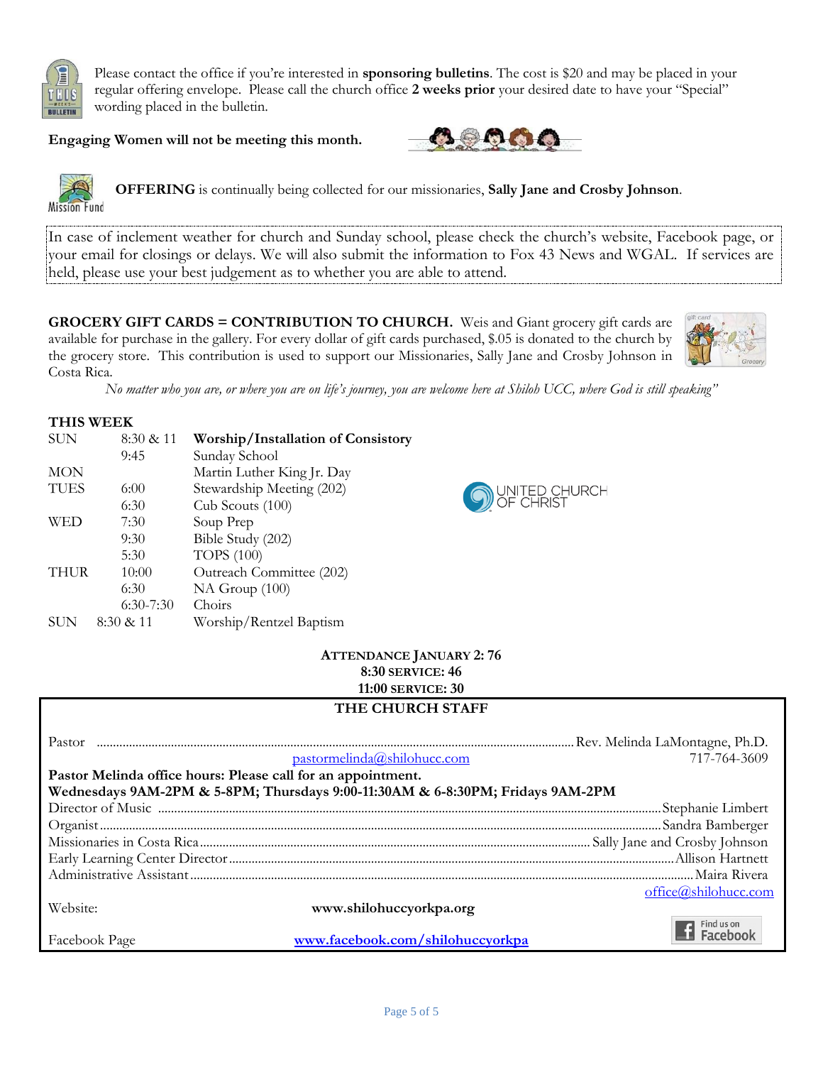Please contact the office if you're interested in **sponsoring bulletins**. The cost is $20 and may be placed in your regular offering envelope. Please call the church office **2 weeks prior** your desired date to have your "Special" wording placed in the bulletin.

**Engaging Women will not be meeting this month.**

**OFFERING** is continually being collected for our missionaries, **Sally Jane and Crosby Johnson**.

In case of inclement weather for church and Sunday school, please check the church's website, Facebook page, or your email for closings or delays. We will also submit the information to Fox 43 News and WGAL. If services are held, please use your best judgement as to whether you are able to attend.

**GROCERY GIFT CARDS = CONTRIBUTION TO CHURCH.** Weis and Giant grocery gift cards are available for purchase in the gallery. For every dollar of gift cards purchased, $.05 is donated to the church by the grocery store. This contribution is used to support our Missionaries, Sally Jane and Crosby Johnson in Costa Rica.

*No matter who you are, or where you are on life's journey, you are welcome here at Shiloh UCC, where God is still speaking"*

**THIS WEEK**

| | | |
|---|---|---|
| SUN | 8:30 & 11 | **Worship/Installation of Consistory** |
| | 9:45 | Sunday School |
| MON | | Martin Luther King Jr. Day |
| TUES | 6:00 | Stewardship Meeting (202) |
| | 6:30 | Cub Scouts (100) |
| WED | 7:30 | Soup Prep |
| | 9:30 | Bible Study (202) |
| | 5:30 | TOPS (100) |
| THUR | 10:00 | Outreach Committee (202) |
| | 6:30 | NA Group (100) |
| | 6:30-7:30 | Choirs |
| SUN | 8:30 & 11 | Worship/Rentzel Baptism |

UNITED CHURCH OF CHRIST

**ATTENDANCE JANUARY 2: 76**
**8:30 SERVICE: 46**
**11:00 SERVICE: 30**

**THE CHURCH STAFF**

Pastor ........ Rev. Melinda LaMontagne, Ph.D.
pastormelinda@shilohucc.com 717-764-3609

**Pastor Melinda office hours: Please call for an appointment.**
**Wednesdays 9AM-2PM & 5-8PM; Thursdays 9:00-11:30AM & 6-8:30PM; Fridays 9AM-2PM**

Director of Music ........ Stephanie Limbert
Organist ........ Sandra Bamberger
Missionaries in Costa Rica ........ Sally Jane and Crosby Johnson
Early Learning Center Director ........ Allison Hartnett
Administrative Assistant ........ Maira Rivera
office@shilohucc.com

Website: **www.shilohuccyorkpa.org**

Facebook Page **www.facebook.com/shilohuccyorkpa**

Find us on Facebook